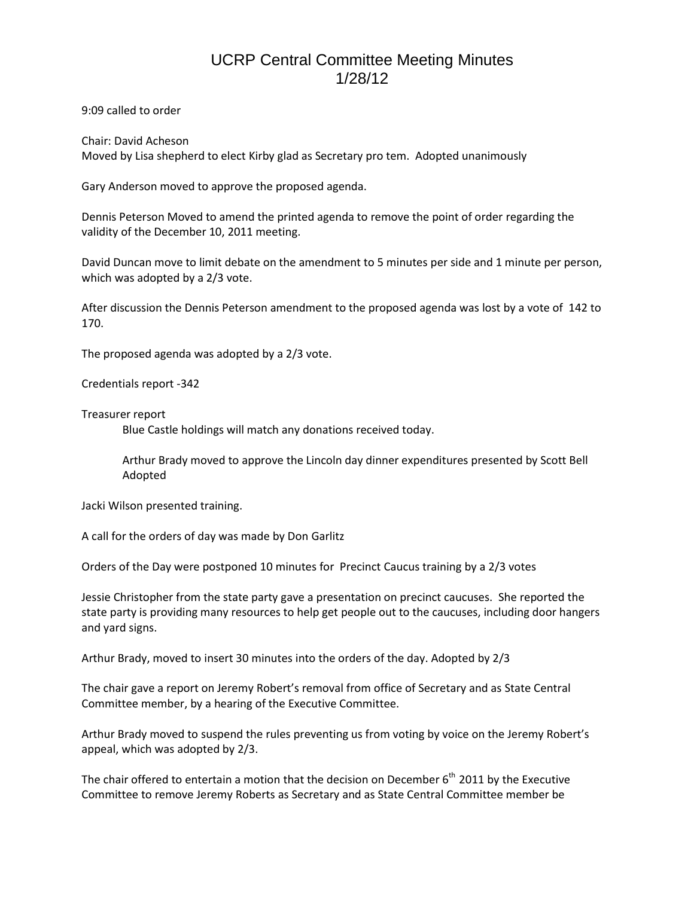# UCRP Central Committee Meeting Minutes
# 1/28/12

9:09 called to order

Chair: David Acheson
Moved by Lisa shepherd to elect Kirby glad as Secretary pro tem. Adopted unanimously

Gary Anderson moved to approve the proposed agenda.

Dennis Peterson Moved to amend the printed agenda to remove the point of order regarding the validity of the December 10, 2011 meeting.

David Duncan move to limit debate on the amendment to 5 minutes per side and 1 minute per person, which was adopted by a 2/3 vote.

After discussion the Dennis Peterson amendment to the proposed agenda was lost by a vote of 142 to 170.

The proposed agenda was adopted by a 2/3 vote.

Credentials report -342

Treasurer report

> Blue Castle holdings will match any donations received today.
>
> Arthur Brady moved to approve the Lincoln day dinner expenditures presented by Scott Bell Adopted

Jacki Wilson presented training.

A call for the orders of day was made by Don Garlitz

Orders of the Day were postponed 10 minutes for Precinct Caucus training by a 2/3 votes

Jessie Christopher from the state party gave a presentation on precinct caucuses. She reported the state party is providing many resources to help get people out to the caucuses, including door hangers and yard signs.

Arthur Brady, moved to insert 30 minutes into the orders of the day. Adopted by 2/3

The chair gave a report on Jeremy Robert's removal from office of Secretary and as State Central Committee member, by a hearing of the Executive Committee.

Arthur Brady moved to suspend the rules preventing us from voting by voice on the Jeremy Robert's appeal, which was adopted by 2/3.

The chair offered to entertain a motion that the decision on December 6th 2011 by the Executive Committee to remove Jeremy Roberts as Secretary and as State Central Committee member be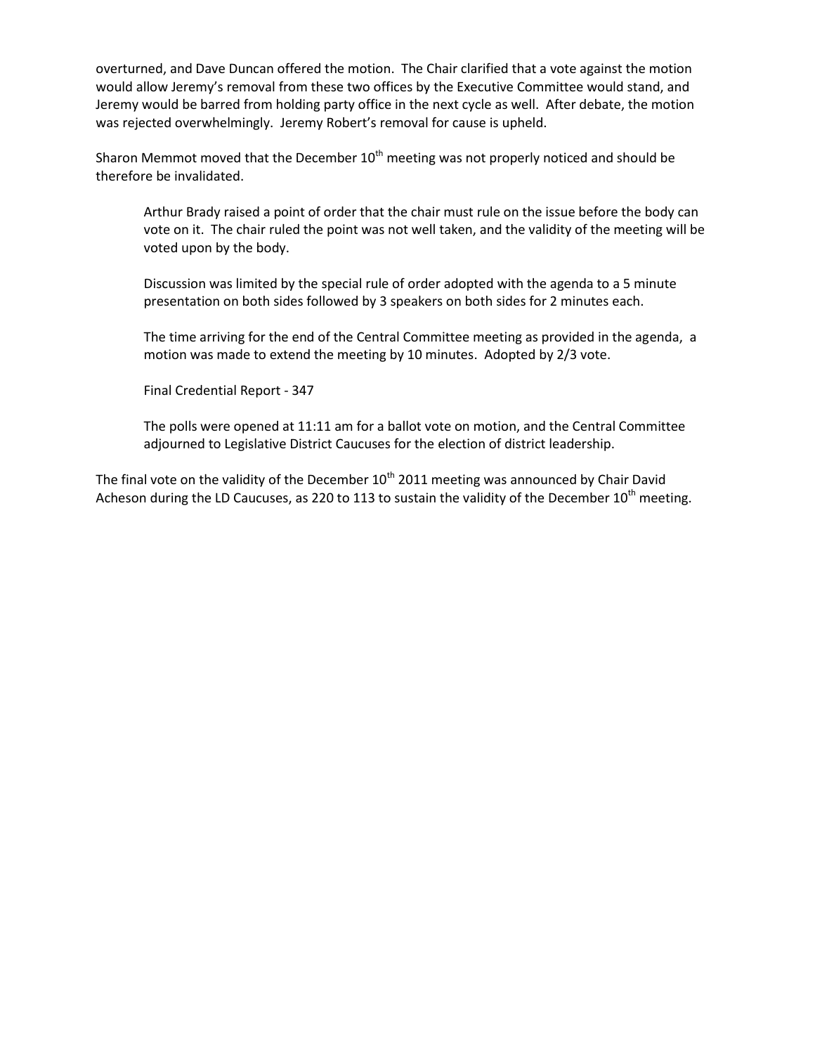overturned, and Dave Duncan offered the motion. The Chair clarified that a vote against the motion would allow Jeremy's removal from these two offices by the Executive Committee would stand, and Jeremy would be barred from holding party office in the next cycle as well. After debate, the motion was rejected overwhelmingly. Jeremy Robert's removal for cause is upheld.

Sharon Memmot moved that the December 10th meeting was not properly noticed and should be therefore be invalidated.

> Arthur Brady raised a point of order that the chair must rule on the issue before the body can vote on it. The chair ruled the point was not well taken, and the validity of the meeting will be voted upon by the body.
>
> Discussion was limited by the special rule of order adopted with the agenda to a 5 minute presentation on both sides followed by 3 speakers on both sides for 2 minutes each.
>
> The time arriving for the end of the Central Committee meeting as provided in the agenda, a motion was made to extend the meeting by 10 minutes. Adopted by 2/3 vote.
>
> Final Credential Report - 347
>
> The polls were opened at 11:11 am for a ballot vote on motion, and the Central Committee adjourned to Legislative District Caucuses for the election of district leadership.

The final vote on the validity of the December 10th 2011 meeting was announced by Chair David Acheson during the LD Caucuses, as 220 to 113 to sustain the validity of the December 10th meeting.